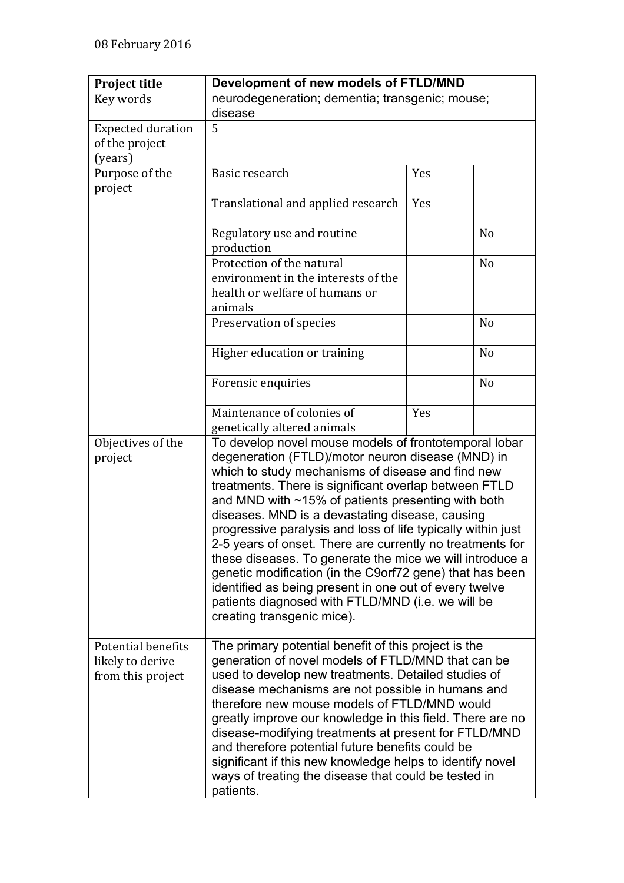08 February 2016

| **Project title** | **Development of new models of FTLD/MND** | | |
|---|---|---|---|
| Key words | neurodegeneration; dementia; transgenic; mouse; disease | | |
| Expected duration of the project (years) | 5 | | |
| Purpose of the project | Basic research | Yes | |
| | Translational and applied research | Yes | |
| | Regulatory use and routine production | | No |
| | Protection of the natural environment in the interests of the health or welfare of humans or animals | | No |
| | Preservation of species | | No |
| | Higher education or training | | No |
| | Forensic enquiries | | No |
| | Maintenance of colonies of genetically altered animals | Yes | |
| Objectives of the project | To develop novel mouse models of frontotemporal lobar degeneration (FTLD)/motor neuron disease (MND) in which to study mechanisms of disease and find new treatments. There is significant overlap between FTLD and MND with ~15% of patients presenting with both diseases. MND is a devastating disease, causing progressive paralysis and loss of life typically within just 2-5 years of onset. There are currently no treatments for these diseases. To generate the mice we will introduce a genetic modification (in the C9orf72 gene) that has been identified as being present in one out of every twelve patients diagnosed with FTLD/MND (i.e. we will be creating transgenic mice). | | |
| Potential benefits likely to derive from this project | The primary potential benefit of this project is the generation of novel models of FTLD/MND that can be used to develop new treatments. Detailed studies of disease mechanisms are not possible in humans and therefore new mouse models of FTLD/MND would greatly improve our knowledge in this field. There are no disease-modifying treatments at present for FTLD/MND and therefore potential future benefits could be significant if this new knowledge helps to identify novel ways of treating the disease that could be tested in patients. | | |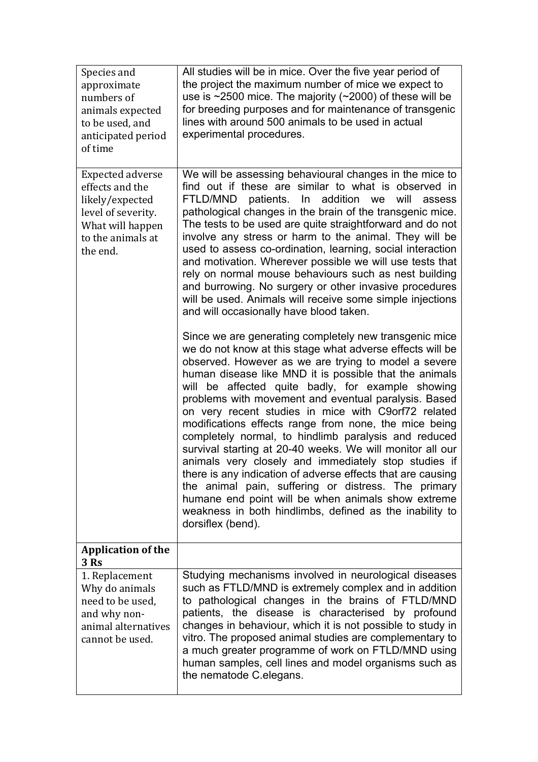| Species and approximate numbers of animals expected to be used, and anticipated period of time | All studies will be in mice. Over the five year period of the project the maximum number of mice we expect to use is ~2500 mice. The majority (~2000) of these will be for breeding purposes and for maintenance of transgenic lines with around 500 animals to be used in actual experimental procedures. |
|---|---|
| Expected adverse effects and the likely/expected level of severity. What will happen to the animals at the end. | We will be assessing behavioural changes in the mice to find out if these are similar to what is observed in FTLD/MND patients. In addition we will assess pathological changes in the brain of the transgenic mice. The tests to be used are quite straightforward and do not involve any stress or harm to the animal. They will be used to assess co-ordination, learning, social interaction and motivation. Wherever possible we will use tests that rely on normal mouse behaviours such as nest building and burrowing. No surgery or other invasive procedures will be used. Animals will receive some simple injections and will occasionally have blood taken.<br><br>Since we are generating completely new transgenic mice we do not know at this stage what adverse effects will be observed. However as we are trying to model a severe human disease like MND it is possible that the animals will be affected quite badly, for example showing problems with movement and eventual paralysis. Based on very recent studies in mice with C9orf72 related modifications effects range from none, the mice being completely normal, to hindlimb paralysis and reduced survival starting at 20-40 weeks. We will monitor all our animals very closely and immediately stop studies if there is any indication of adverse effects that are causing the animal pain, suffering or distress. The primary humane end point will be when animals show extreme weakness in both hindlimbs, defined as the inability to dorsiflex (bend). |
| **Application of the 3 Rs** | |
| 1. Replacement<br>Why do animals need to be used, and why non-animal alternatives cannot be used. | Studying mechanisms involved in neurological diseases such as FTLD/MND is extremely complex and in addition to pathological changes in the brains of FTLD/MND patients, the disease is characterised by profound changes in behaviour, which it is not possible to study in vitro. The proposed animal studies are complementary to a much greater programme of work on FTLD/MND using human samples, cell lines and model organisms such as the nematode C.elegans. |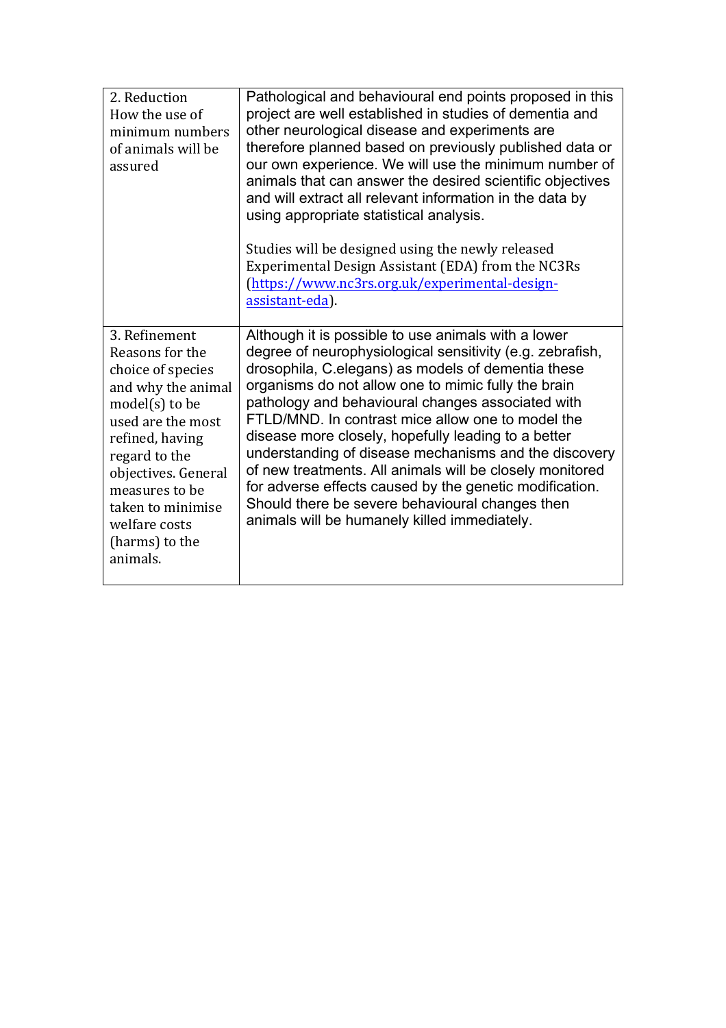| | |
|---|---|
| 2. Reduction<br>How the use of minimum numbers of animals will be assured | Pathological and behavioural end points proposed in this project are well established in studies of dementia and other neurological disease and experiments are therefore planned based on previously published data or our own experience. We will use the minimum number of animals that can answer the desired scientific objectives and will extract all relevant information in the data by using appropriate statistical analysis.<br><br>Studies will be designed using the newly released Experimental Design Assistant (EDA) from the NC3Rs (https://www.nc3rs.org.uk/experimental-design-assistant-eda). |
| 3. Refinement<br>Reasons for the choice of species and why the animal model(s) to be used are the most refined, having regard to the objectives. General measures to be taken to minimise welfare costs (harms) to the animals. | Although it is possible to use animals with a lower degree of neurophysiological sensitivity (e.g. zebrafish, drosophila, C.elegans) as models of dementia these organisms do not allow one to mimic fully the brain pathology and behavioural changes associated with FTLD/MND. In contrast mice allow one to model the disease more closely, hopefully leading to a better understanding of disease mechanisms and the discovery of new treatments. All animals will be closely monitored for adverse effects caused by the genetic modification. Should there be severe behavioural changes then animals will be humanely killed immediately. |